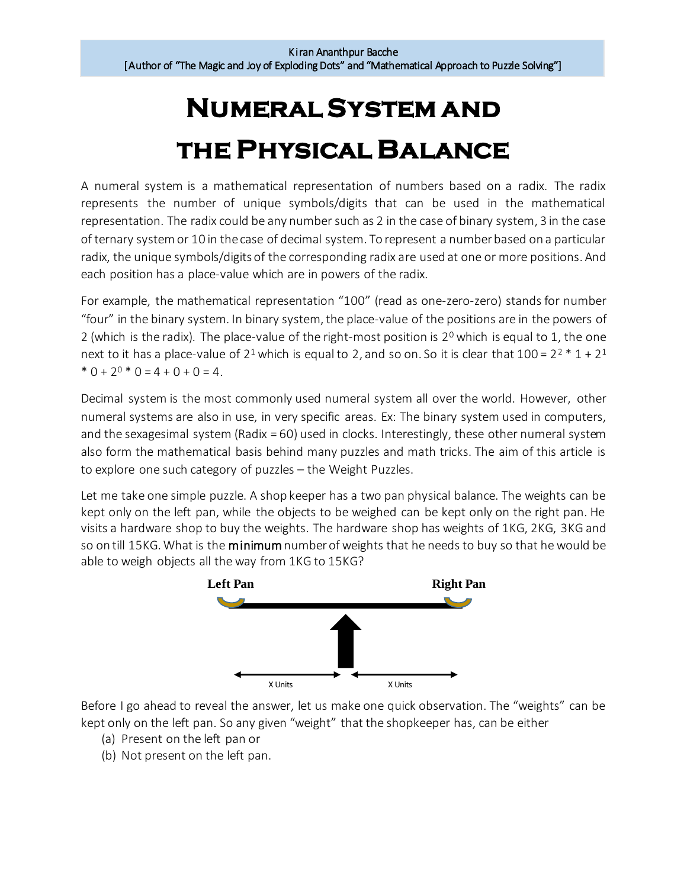Kiran Ananthpur Bacche
[Author of "The Magic and Joy of Exploding Dots" and "Mathematical Approach to Puzzle Solving"]

# Numeral System and the Physical Balance

A numeral system is a mathematical representation of numbers based on a radix. The radix represents the number of unique symbols/digits that can be used in the mathematical representation. The radix could be any number such as 2 in the case of binary system, 3 in the case of ternary system or 10 in the case of decimal system. To represent a number based on a particular radix, the unique symbols/digits of the corresponding radix are used at one or more positions. And each position has a place-value which are in powers of the radix.

For example, the mathematical representation "100" (read as one-zero-zero) stands for number "four" in the binary system. In binary system, the place-value of the positions are in the powers of 2 (which is the radix). The place-value of the right-most position is $2^0$ which is equal to 1, the one next to it has a place-value of $2^1$ which is equal to 2, and so on. So it is clear that $100 = 2^2 * 1 + 2^1 * 0 + 2^0 * 0 = 4 + 0 + 0 = 4$.

Decimal system is the most commonly used numeral system all over the world. However, other numeral systems are also in use, in very specific areas. Ex: The binary system used in computers, and the sexagesimal system (Radix = 60) used in clocks. Interestingly, these other numeral system also form the mathematical basis behind many puzzles and math tricks. The aim of this article is to explore one such category of puzzles – the Weight Puzzles.

Let me take one simple puzzle. A shop keeper has a two pan physical balance. The weights can be kept only on the left pan, while the objects to be weighed can be kept only on the right pan. He visits a hardware shop to buy the weights. The hardware shop has weights of 1KG, 2KG, 3KG and so on till 15KG. What is the **minimum** number of weights that he needs to buy so that he would be able to weigh objects all the way from 1KG to 15KG?

Left Pan　　　　　　　　　　Right Pan

X Units　　　　X Units

Before I go ahead to reveal the answer, let us make one quick observation. The "weights" can be kept only on the left pan. So any given "weight" that the shopkeeper has, can be either

(a) Present on the left pan or
(b) Not present on the left pan.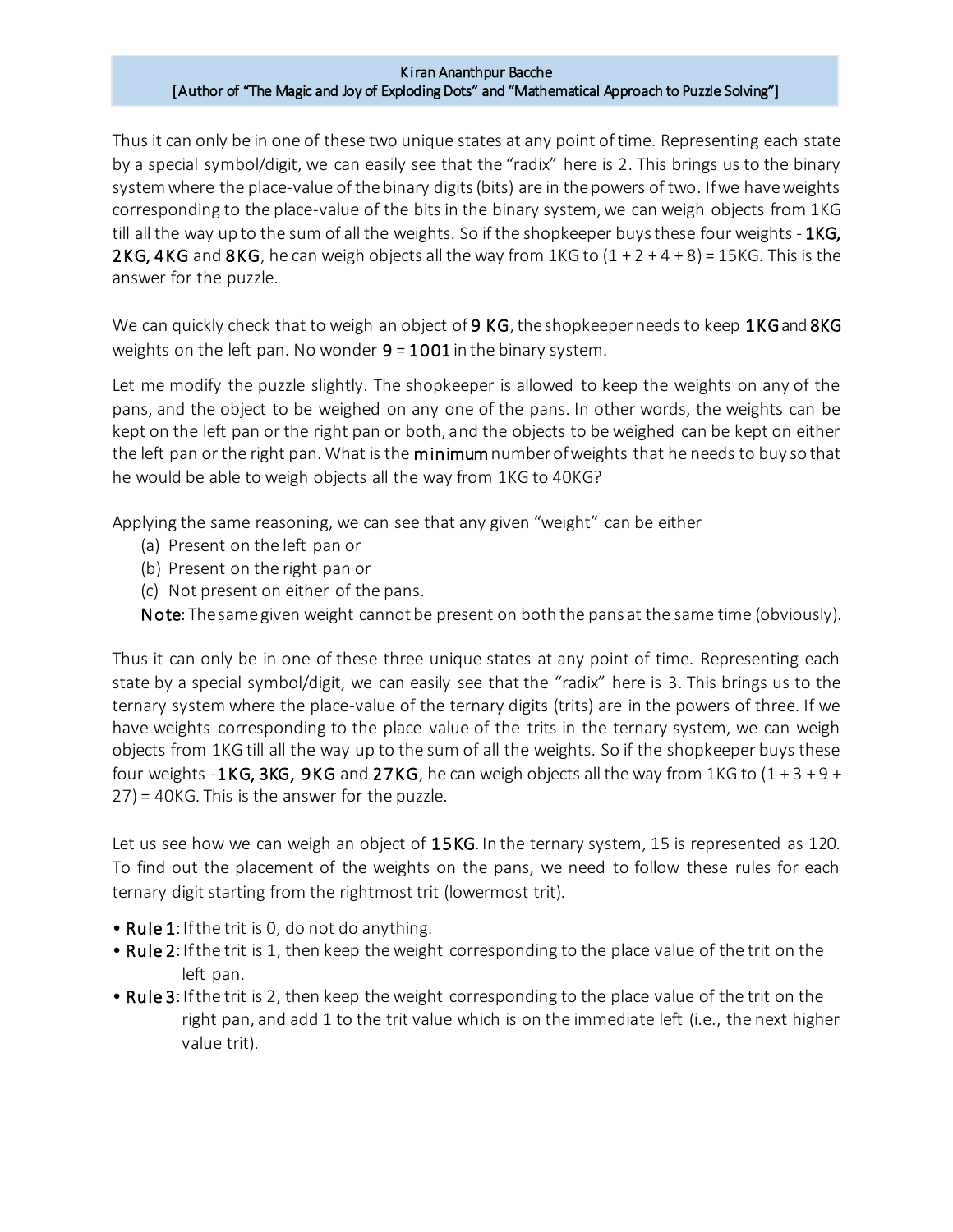Thus it can only be in one of these two unique states at any point of time. Representing each state by a special symbol/digit, we can easily see that the "radix" here is 2. This brings us to the binary system where the place-value of the binary digits (bits) are in the powers of two. If we have weights corresponding to the place-value of the bits in the binary system, we can weigh objects from 1KG till all the way up to the sum of all the weights. So if the shopkeeper buys these four weights - **1KG, 2KG, 4KG** and **8KG**, he can weigh objects all the way from 1KG to (1 + 2 + 4 + 8) = 15KG. This is the answer for the puzzle.

We can quickly check that to weigh an object of **9 KG**, the shopkeeper needs to keep **1KG** and **8KG** weights on the left pan. No wonder **9** = **1001** in the binary system.

Let me modify the puzzle slightly. The shopkeeper is allowed to keep the weights on any of the pans, and the object to be weighed on any one of the pans. In other words, the weights can be kept on the left pan or the right pan or both, and the objects to be weighed can be kept on either the left pan or the right pan. What is the **minimum** number of weights that he needs to buy so that he would be able to weigh objects all the way from 1KG to 40KG?

Applying the same reasoning, we can see that any given "weight" can be either

(a) Present on the left pan or
(b) Present on the right pan or
(c) Not present on either of the pans.

**Note**: The same given weight cannot be present on both the pans at the same time (obviously).

Thus it can only be in one of these three unique states at any point of time. Representing each state by a special symbol/digit, we can easily see that the "radix" here is 3. This brings us to the ternary system where the place-value of the ternary digits (trits) are in the powers of three. If we have weights corresponding to the place value of the trits in the ternary system, we can weigh objects from 1KG till all the way up to the sum of all the weights. So if the shopkeeper buys these four weights - **1KG, 3KG, 9KG** and **27KG**, he can weigh objects all the way from 1KG to (1 + 3 + 9 + 27) = 40KG. This is the answer for the puzzle.

Let us see how we can weigh an object of **15KG**. In the ternary system, 15 is represented as 120. To find out the placement of the weights on the pans, we need to follow these rules for each ternary digit starting from the rightmost trit (lowermost trit).

- **Rule 1**: If the trit is 0, do not do anything.
- **Rule 2**: If the trit is 1, then keep the weight corresponding to the place value of the trit on the left pan.
- **Rule 3**: If the trit is 2, then keep the weight corresponding to the place value of the trit on the right pan, and add 1 to the trit value which is on the immediate left (i.e., the next higher value trit).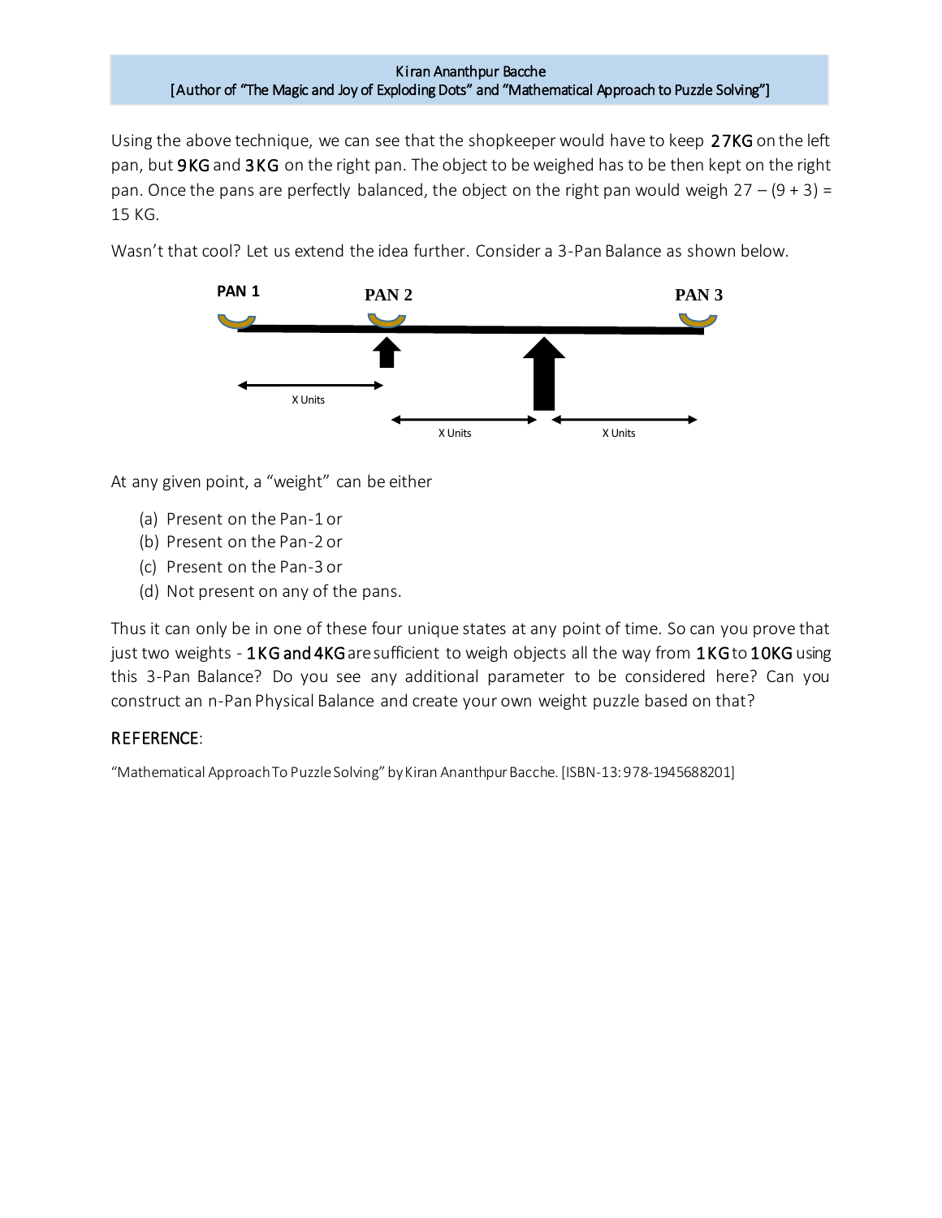Using the above technique, we can see that the shopkeeper would have to keep **27KG** on the left pan, but **9KG** and **3KG** on the right pan. The object to be weighed has to be then kept on the right pan. Once the pans are perfectly balanced, the object on the right pan would weigh 27 – (9 + 3) = 15 KG.

Wasn't that cool? Let us extend the idea further. Consider a 3-Pan Balance as shown below.

PAN 1

PAN 2

PAN 3

X Units

X Units

X Units

At any given point, a "weight" can be either

(a) Present on the Pan-1 or
(b) Present on the Pan-2 or
(c) Present on the Pan-3 or
(d) Not present on any of the pans.

Thus it can only be in one of these four unique states at any point of time. So can you prove that just two weights - **1KG and 4KG** are sufficient to weigh objects all the way from **1KG** to **10KG** using this 3-Pan Balance? Do you see any additional parameter to be considered here? Can you construct an n-Pan Physical Balance and create your own weight puzzle based on that?

## REFERENCE:

"Mathematical Approach To Puzzle Solving" by Kiran Ananthpur Bacche. [ISBN-13: 978-1945688201]